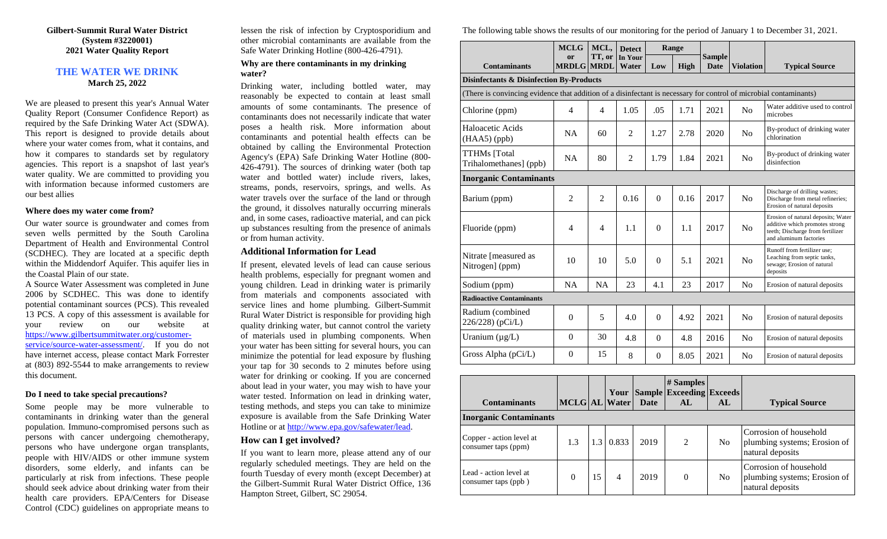**Gilbert-Summit Rural Water District**
**(System #3220001)**
**2021 Water Quality Report**

## THE WATER WE DRINK

**March 25, 2022**

We are pleased to present this year's Annual Water Quality Report (Consumer Confidence Report) as required by the Safe Drinking Water Act (SDWA). This report is designed to provide details about where your water comes from, what it contains, and how it compares to standards set by regulatory agencies. This report is a snapshot of last year's water quality. We are committed to providing you with information because informed customers are our best allies

### Where does my water come from?

Our water source is groundwater and comes from seven wells permitted by the South Carolina Department of Health and Environmental Control (SCDHEC). They are located at a specific depth within the Middendorf Aquifer. This aquifer lies in the Coastal Plain of our state.

A Source Water Assessment was completed in June 2006 by SCDHEC. This was done to identify potential contaminant sources (PCS). This revealed 13 PCS. A copy of this assessment is available for your review on our website at https://www.gilbertsummitwater.org/customer-service/source-water-assessment/. If you do not have internet access, please contact Mark Forrester at (803) 892-5544 to make arrangements to review this document.

### Do I need to take special precautions?

Some people may be more vulnerable to contaminants in drinking water than the general population. Immuno-compromised persons such as persons with cancer undergoing chemotherapy, persons who have undergone organ transplants, people with HIV/AIDS or other immune system disorders, some elderly, and infants can be particularly at risk from infections. These people should seek advice about drinking water from their health care providers. EPA/Centers for Disease Control (CDC) guidelines on appropriate means to lessen the risk of infection by Cryptosporidium and other microbial contaminants are available from the Safe Water Drinking Hotline (800-426-4791).

### Why are there contaminants in my drinking water?

Drinking water, including bottled water, may reasonably be expected to contain at least small amounts of some contaminants. The presence of contaminants does not necessarily indicate that water poses a health risk. More information about contaminants and potential health effects can be obtained by calling the Environmental Protection Agency's (EPA) Safe Drinking Water Hotline (800-426-4791). The sources of drinking water (both tap water and bottled water) include rivers, lakes, streams, ponds, reservoirs, springs, and wells. As water travels over the surface of the land or through the ground, it dissolves naturally occurring minerals and, in some cases, radioactive material, and can pick up substances resulting from the presence of animals or from human activity.

### Additional Information for Lead

If present, elevated levels of lead can cause serious health problems, especially for pregnant women and young children. Lead in drinking water is primarily from materials and components associated with service lines and home plumbing. Gilbert-Summit Rural Water District is responsible for providing high quality drinking water, but cannot control the variety of materials used in plumbing components. When your water has been sitting for several hours, you can minimize the potential for lead exposure by flushing your tap for 30 seconds to 2 minutes before using water for drinking or cooking. If you are concerned about lead in your water, you may wish to have your water tested. Information on lead in drinking water, testing methods, and steps you can take to minimize exposure is available from the Safe Drinking Water Hotline or at http://www.epa.gov/safewater/lead.

### How can I get involved?

If you want to learn more, please attend any of our regularly scheduled meetings. They are held on the fourth Tuesday of every month (except December) at the Gilbert-Summit Rural Water District Office, 136 Hampton Street, Gilbert, SC 29054.

The following table shows the results of our monitoring for the period of January 1 to December 31, 2021.

| Contaminants | MCLG or MRDLG | MCL, TT, or MRDL | Detect In Your Water | Range Low | Range High | Sample Date | Violation | Typical Source |
|---|---|---|---|---|---|---|---|---|
| **Disinfectants & Disinfection By-Products** | | | | | | | | |
| (There is convincing evidence that addition of a disinfectant is necessary for control of microbial contaminants) | | | | | | | | |
| Chlorine (ppm) | 4 | 4 | 1.05 | .05 | 1.71 | 2021 | No | Water additive used to control microbes |
| Haloacetic Acids (HAA5) (ppb) | NA | 60 | 2 | 1.27 | 2.78 | 2020 | No | By-product of drinking water chlorination |
| TTHMs [Total Trihalomethanes] (ppb) | NA | 80 | 2 | 1.79 | 1.84 | 2021 | No | By-product of drinking water disinfection |
| **Inorganic Contaminants** | | | | | | | | |
| Barium (ppm) | 2 | 2 | 0.16 | 0 | 0.16 | 2017 | No | Discharge of drilling wastes; Discharge from metal refineries; Erosion of natural deposits |
| Fluoride (ppm) | 4 | 4 | 1.1 | 0 | 1.1 | 2017 | No | Erosion of natural deposits; Water additive which promotes strong teeth; Discharge from fertilizer and aluminum factories |
| Nitrate [measured as Nitrogen] (ppm) | 10 | 10 | 5.0 | 0 | 5.1 | 2021 | No | Runoff from fertilizer use; Leaching from septic tanks, sewage; Erosion of natural deposits |
| Sodium (ppm) | NA | NA | 23 | 4.1 | 23 | 2017 | No | Erosion of natural deposits |
| **Radioactive Contaminants** | | | | | | | | |
| Radium (combined 226/228) (pCi/L) | 0 | 5 | 4.0 | 0 | 4.92 | 2021 | No | Erosion of natural deposits |
| Uranium (µg/L) | 0 | 30 | 4.8 | 0 | 4.8 | 2016 | No | Erosion of natural deposits |
| Gross Alpha (pCi/L) | 0 | 15 | 8 | 0 | 8.05 | 2021 | No | Erosion of natural deposits |

| Contaminants | MCLG | AL | Your Water | Sample Date | # Samples Exceeding AL | Exceeds AL | Typical Source |
|---|---|---|---|---|---|---|---|
| **Inorganic Contaminants** | | | | | | | |
| Copper - action level at consumer taps (ppm) | 1.3 | 1.3 | 0.833 | 2019 | 2 | No | Corrosion of household plumbing systems; Erosion of natural deposits |
| Lead - action level at consumer taps (ppb ) | 0 | 15 | 4 | 2019 | 0 | No | Corrosion of household plumbing systems; Erosion of natural deposits |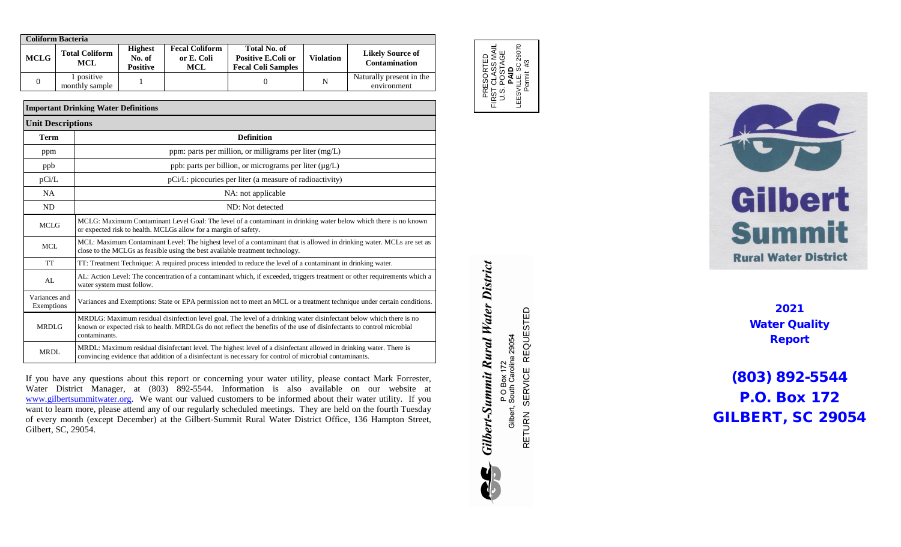**Coliform Bacteria**

| MCLG | Total Coliform MCL | Highest No. of Positive | Fecal Coliform or E. Coli MCL | Total No. of Positive E.Coli or Fecal Coli Samples | Violation | Likely Source of Contamination |
|---|---|---|---|---|---|---|
| 0 | 1 positive monthly sample | 1 | | 0 | N | Naturally present in the environment |

**Important Drinking Water Definitions**

**Unit Descriptions**

| Term | Definition |
|---|---|
| ppm | ppm: parts per million, or milligrams per liter (mg/L) |
| ppb | ppb: parts per billion, or micrograms per liter (µg/L) |
| pCi/L | pCi/L: picocuries per liter (a measure of radioactivity) |
| NA | NA: not applicable |
| ND | ND: Not detected |
| MCLG | MCLG: Maximum Contaminant Level Goal: The level of a contaminant in drinking water below which there is no known or expected risk to health. MCLGs allow for a margin of safety. |
| MCL | MCL: Maximum Contaminant Level: The highest level of a contaminant that is allowed in drinking water. MCLs are set as close to the MCLGs as feasible using the best available treatment technology. |
| TT | TT: Treatment Technique: A required process intended to reduce the level of a contaminant in drinking water. |
| AL | AL: Action Level: The concentration of a contaminant which, if exceeded, triggers treatment or other requirements which a water system must follow. |
| Variances and Exemptions | Variances and Exemptions: State or EPA permission not to meet an MCL or a treatment technique under certain conditions. |
| MRDLG | MRDLG: Maximum residual disinfection level goal. The level of a drinking water disinfectant below which there is no known or expected risk to health. MRDLGs do not reflect the benefits of the use of disinfectants to control microbial contaminants. |
| MRDL | MRDL: Maximum residual disinfectant level. The highest level of a disinfectant allowed in drinking water. There is convincing evidence that addition of a disinfectant is necessary for control of microbial contaminants. |

If you have any questions about this report or concerning your water utility, please contact Mark Forrester, Water District Manager, at (803) 892-5544. Information is also available on our website at www.gilbertsummitwater.org. We want our valued customers to be informed about their water utility. If you want to learn more, please attend any of our regularly scheduled meetings. They are held on the fourth Tuesday of every month (except December) at the Gilbert-Summit Rural Water District Office, 136 Hampton Street, Gilbert, SC, 29054.

PRESORTED
FIRST CLASS MAIL
U.S. POSTAGE
**PAID**
LEESVILLE, SC 29070
Permit #3

***Gilbert-Summit Rural Water District***
P O Box 172
Gilbert, South Carolina 29054
RETURN SERVICE REQUESTED

**Gilbert Summit**
**Rural Water District**

## 2021 Water Quality Report

## (803) 892-5544
## P.O. Box 172
## GILBERT, SC 29054